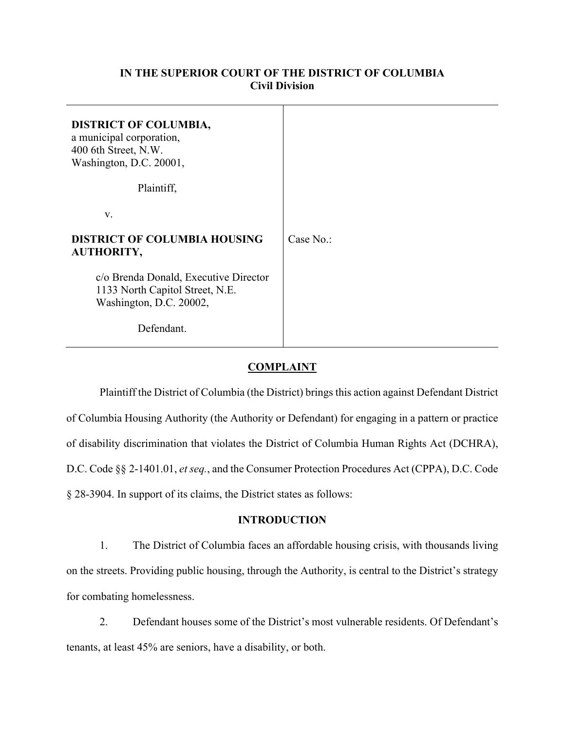**IN THE SUPERIOR COURT OF THE DISTRICT OF COLUMBIA**
**Civil Division**

| | |
|---|---|
| **DISTRICT OF COLUMBIA,**<br>a municipal corporation,<br>400 6th Street, N.W.<br>Washington, D.C. 20001,<br><br>Plaintiff,<br><br>v.<br><br>**DISTRICT OF COLUMBIA HOUSING AUTHORITY,**<br><br>c/o Brenda Donald, Executive Director<br>1133 North Capitol Street, N.E.<br>Washington, D.C. 20002,<br><br>Defendant. | Case No.: |

## COMPLAINT

Plaintiff the District of Columbia (the District) brings this action against Defendant District of Columbia Housing Authority (the Authority or Defendant) for engaging in a pattern or practice of disability discrimination that violates the District of Columbia Human Rights Act (DCHRA), D.C. Code §§ 2-1401.01, *et seq.*, and the Consumer Protection Procedures Act (CPPA), D.C. Code § 28-3904. In support of its claims, the District states as follows:

### INTRODUCTION

1. The District of Columbia faces an affordable housing crisis, with thousands living on the streets. Providing public housing, through the Authority, is central to the District's strategy for combating homelessness.

2. Defendant houses some of the District's most vulnerable residents. Of Defendant's tenants, at least 45% are seniors, have a disability, or both.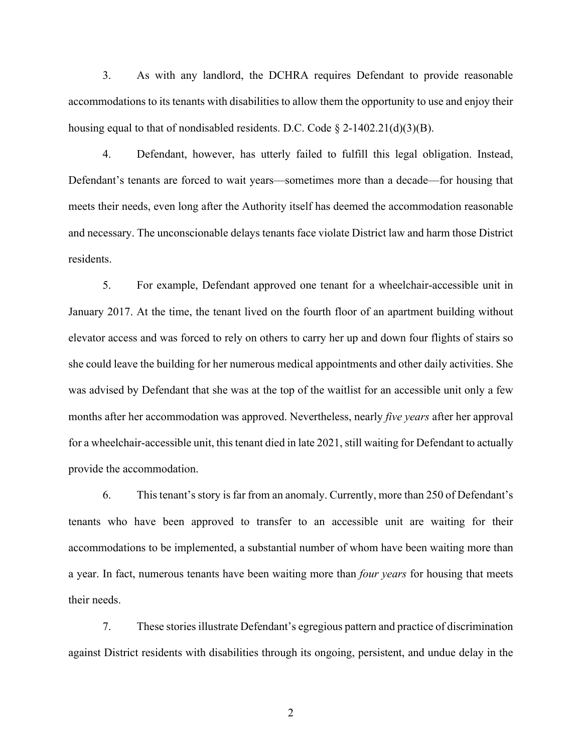3. As with any landlord, the DCHRA requires Defendant to provide reasonable accommodations to its tenants with disabilities to allow them the opportunity to use and enjoy their housing equal to that of nondisabled residents. D.C. Code § 2-1402.21(d)(3)(B).

4. Defendant, however, has utterly failed to fulfill this legal obligation. Instead, Defendant's tenants are forced to wait years—sometimes more than a decade—for housing that meets their needs, even long after the Authority itself has deemed the accommodation reasonable and necessary. The unconscionable delays tenants face violate District law and harm those District residents.

5. For example, Defendant approved one tenant for a wheelchair-accessible unit in January 2017. At the time, the tenant lived on the fourth floor of an apartment building without elevator access and was forced to rely on others to carry her up and down four flights of stairs so she could leave the building for her numerous medical appointments and other daily activities. She was advised by Defendant that she was at the top of the waitlist for an accessible unit only a few months after her accommodation was approved. Nevertheless, nearly *five years* after her approval for a wheelchair-accessible unit, this tenant died in late 2021, still waiting for Defendant to actually provide the accommodation.

6. This tenant's story is far from an anomaly. Currently, more than 250 of Defendant's tenants who have been approved to transfer to an accessible unit are waiting for their accommodations to be implemented, a substantial number of whom have been waiting more than a year. In fact, numerous tenants have been waiting more than *four years* for housing that meets their needs.

7. These stories illustrate Defendant's egregious pattern and practice of discrimination against District residents with disabilities through its ongoing, persistent, and undue delay in the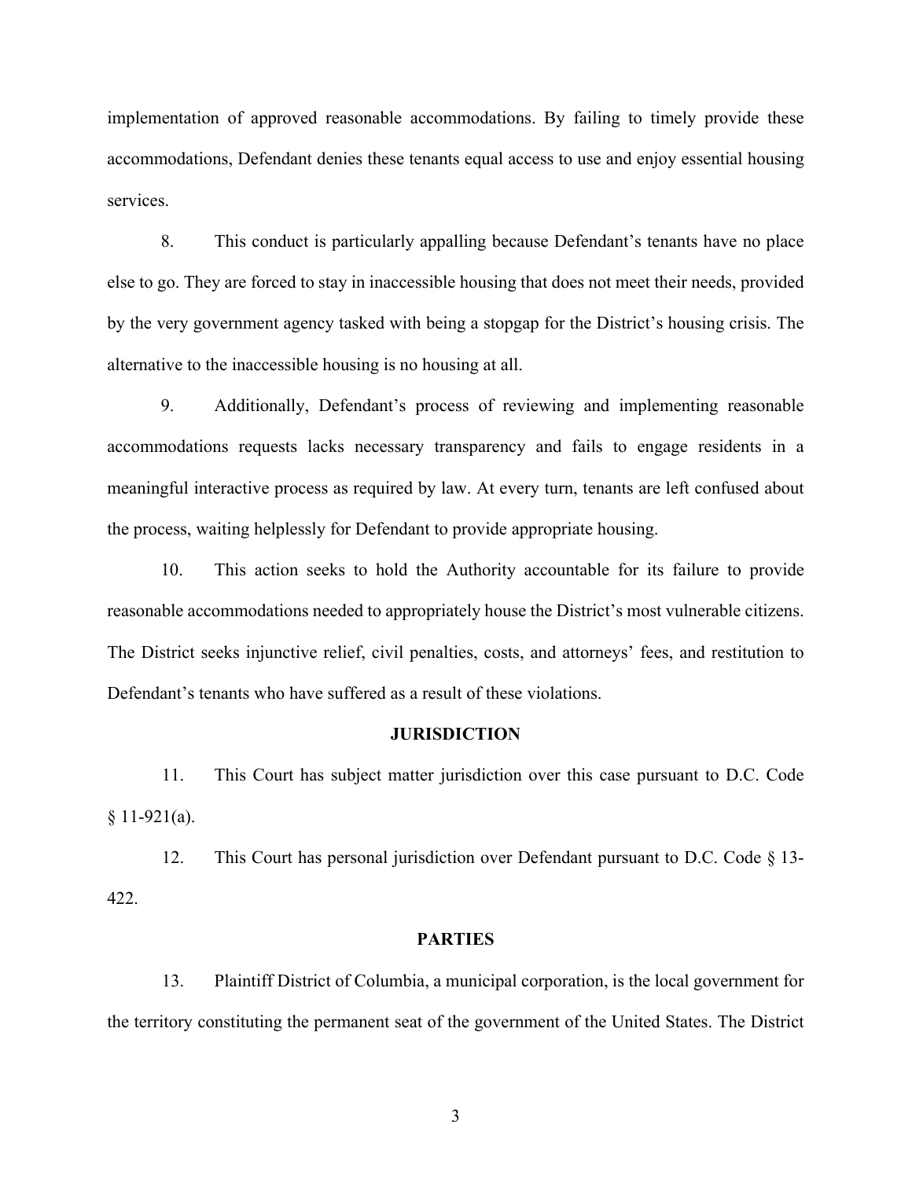implementation of approved reasonable accommodations. By failing to timely provide these accommodations, Defendant denies these tenants equal access to use and enjoy essential housing services.

8. This conduct is particularly appalling because Defendant's tenants have no place else to go. They are forced to stay in inaccessible housing that does not meet their needs, provided by the very government agency tasked with being a stopgap for the District's housing crisis. The alternative to the inaccessible housing is no housing at all.

9. Additionally, Defendant's process of reviewing and implementing reasonable accommodations requests lacks necessary transparency and fails to engage residents in a meaningful interactive process as required by law. At every turn, tenants are left confused about the process, waiting helplessly for Defendant to provide appropriate housing.

10. This action seeks to hold the Authority accountable for its failure to provide reasonable accommodations needed to appropriately house the District's most vulnerable citizens. The District seeks injunctive relief, civil penalties, costs, and attorneys' fees, and restitution to Defendant's tenants who have suffered as a result of these violations.

## JURISDICTION

11. This Court has subject matter jurisdiction over this case pursuant to D.C. Code § 11-921(a).

12. This Court has personal jurisdiction over Defendant pursuant to D.C. Code § 13-422.

## PARTIES

13. Plaintiff District of Columbia, a municipal corporation, is the local government for the territory constituting the permanent seat of the government of the United States. The District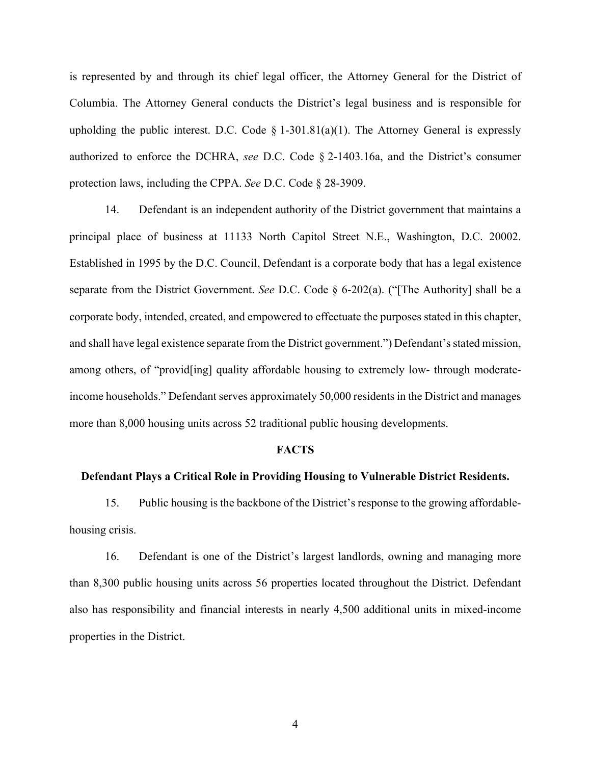is represented by and through its chief legal officer, the Attorney General for the District of Columbia. The Attorney General conducts the District's legal business and is responsible for upholding the public interest. D.C. Code § 1-301.81(a)(1). The Attorney General is expressly authorized to enforce the DCHRA, *see* D.C. Code § 2-1403.16a, and the District's consumer protection laws, including the CPPA. *See* D.C. Code § 28-3909.

14. Defendant is an independent authority of the District government that maintains a principal place of business at 11133 North Capitol Street N.E., Washington, D.C. 20002. Established in 1995 by the D.C. Council, Defendant is a corporate body that has a legal existence separate from the District Government. *See* D.C. Code § 6-202(a). ("[The Authority] shall be a corporate body, intended, created, and empowered to effectuate the purposes stated in this chapter, and shall have legal existence separate from the District government.") Defendant's stated mission, among others, of "provid[ing] quality affordable housing to extremely low- through moderate-income households." Defendant serves approximately 50,000 residents in the District and manages more than 8,000 housing units across 52 traditional public housing developments.

## FACTS

### Defendant Plays a Critical Role in Providing Housing to Vulnerable District Residents.

15. Public housing is the backbone of the District's response to the growing affordable-housing crisis.

16. Defendant is one of the District's largest landlords, owning and managing more than 8,300 public housing units across 56 properties located throughout the District. Defendant also has responsibility and financial interests in nearly 4,500 additional units in mixed-income properties in the District.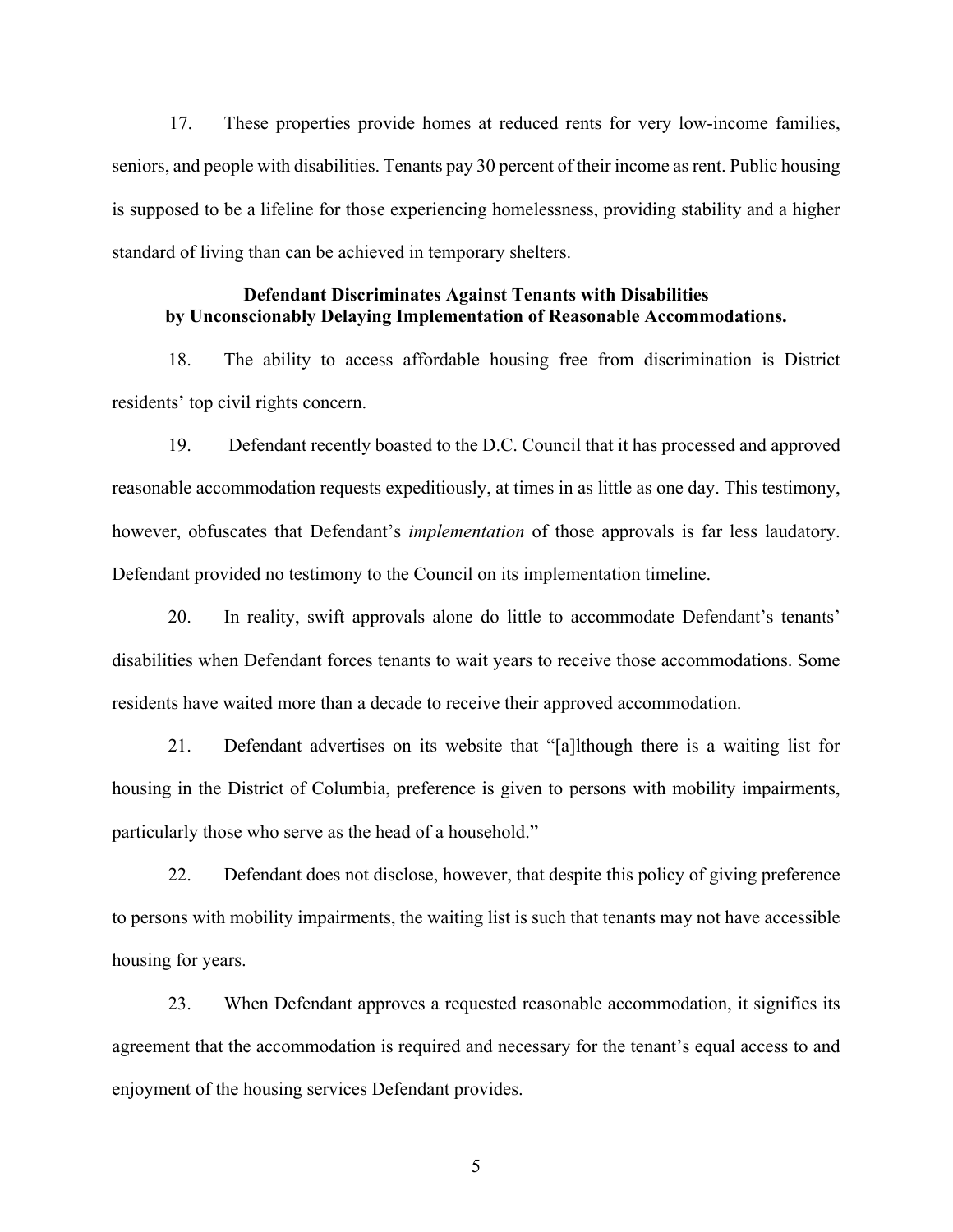17. These properties provide homes at reduced rents for very low-income families, seniors, and people with disabilities. Tenants pay 30 percent of their income as rent. Public housing is supposed to be a lifeline for those experiencing homelessness, providing stability and a higher standard of living than can be achieved in temporary shelters.

**Defendant Discriminates Against Tenants with Disabilities by Unconscionably Delaying Implementation of Reasonable Accommodations.**

18. The ability to access affordable housing free from discrimination is District residents' top civil rights concern.

19. Defendant recently boasted to the D.C. Council that it has processed and approved reasonable accommodation requests expeditiously, at times in as little as one day. This testimony, however, obfuscates that Defendant's *implementation* of those approvals is far less laudatory. Defendant provided no testimony to the Council on its implementation timeline.

20. In reality, swift approvals alone do little to accommodate Defendant's tenants' disabilities when Defendant forces tenants to wait years to receive those accommodations. Some residents have waited more than a decade to receive their approved accommodation.

21. Defendant advertises on its website that "[a]lthough there is a waiting list for housing in the District of Columbia, preference is given to persons with mobility impairments, particularly those who serve as the head of a household."

22. Defendant does not disclose, however, that despite this policy of giving preference to persons with mobility impairments, the waiting list is such that tenants may not have accessible housing for years.

23. When Defendant approves a requested reasonable accommodation, it signifies its agreement that the accommodation is required and necessary for the tenant's equal access to and enjoyment of the housing services Defendant provides.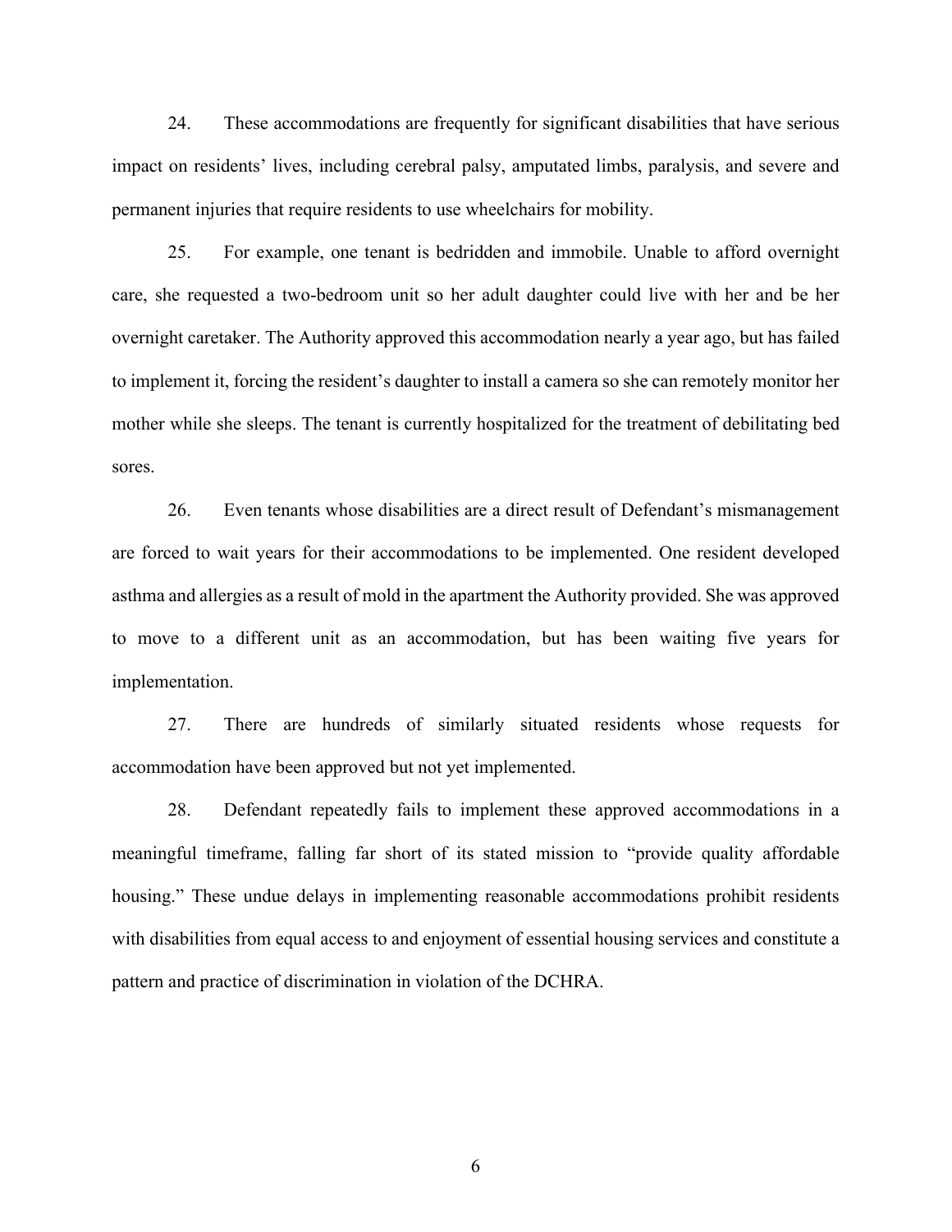24. These accommodations are frequently for significant disabilities that have serious impact on residents' lives, including cerebral palsy, amputated limbs, paralysis, and severe and permanent injuries that require residents to use wheelchairs for mobility.

25. For example, one tenant is bedridden and immobile. Unable to afford overnight care, she requested a two-bedroom unit so her adult daughter could live with her and be her overnight caretaker. The Authority approved this accommodation nearly a year ago, but has failed to implement it, forcing the resident's daughter to install a camera so she can remotely monitor her mother while she sleeps. The tenant is currently hospitalized for the treatment of debilitating bed sores.

26. Even tenants whose disabilities are a direct result of Defendant's mismanagement are forced to wait years for their accommodations to be implemented. One resident developed asthma and allergies as a result of mold in the apartment the Authority provided. She was approved to move to a different unit as an accommodation, but has been waiting five years for implementation.

27. There are hundreds of similarly situated residents whose requests for accommodation have been approved but not yet implemented.

28. Defendant repeatedly fails to implement these approved accommodations in a meaningful timeframe, falling far short of its stated mission to "provide quality affordable housing." These undue delays in implementing reasonable accommodations prohibit residents with disabilities from equal access to and enjoyment of essential housing services and constitute a pattern and practice of discrimination in violation of the DCHRA.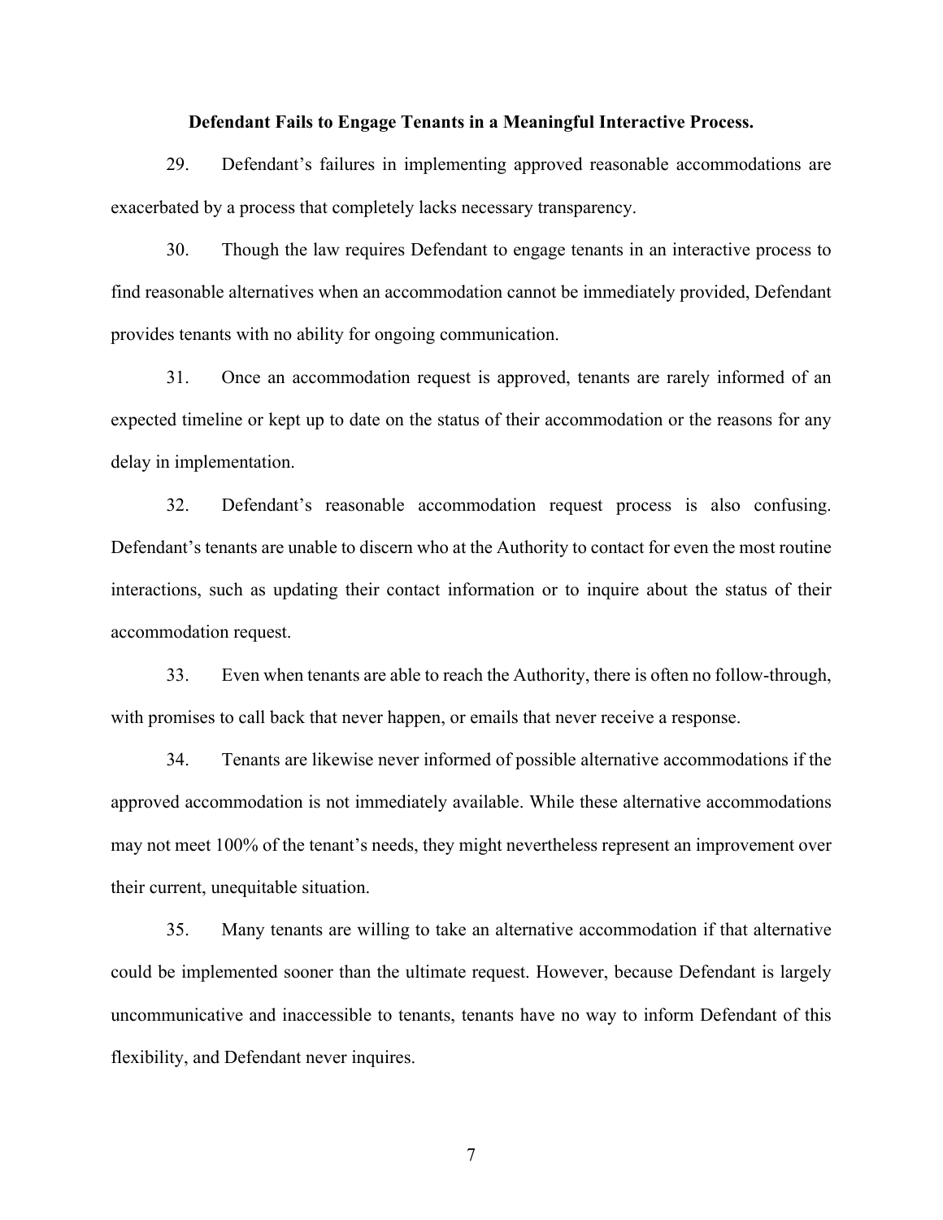**Defendant Fails to Engage Tenants in a Meaningful Interactive Process.**

29. Defendant's failures in implementing approved reasonable accommodations are exacerbated by a process that completely lacks necessary transparency.

30. Though the law requires Defendant to engage tenants in an interactive process to find reasonable alternatives when an accommodation cannot be immediately provided, Defendant provides tenants with no ability for ongoing communication.

31. Once an accommodation request is approved, tenants are rarely informed of an expected timeline or kept up to date on the status of their accommodation or the reasons for any delay in implementation.

32. Defendant's reasonable accommodation request process is also confusing. Defendant's tenants are unable to discern who at the Authority to contact for even the most routine interactions, such as updating their contact information or to inquire about the status of their accommodation request.

33. Even when tenants are able to reach the Authority, there is often no follow-through, with promises to call back that never happen, or emails that never receive a response.

34. Tenants are likewise never informed of possible alternative accommodations if the approved accommodation is not immediately available. While these alternative accommodations may not meet 100% of the tenant's needs, they might nevertheless represent an improvement over their current, unequitable situation.

35. Many tenants are willing to take an alternative accommodation if that alternative could be implemented sooner than the ultimate request. However, because Defendant is largely uncommunicative and inaccessible to tenants, tenants have no way to inform Defendant of this flexibility, and Defendant never inquires.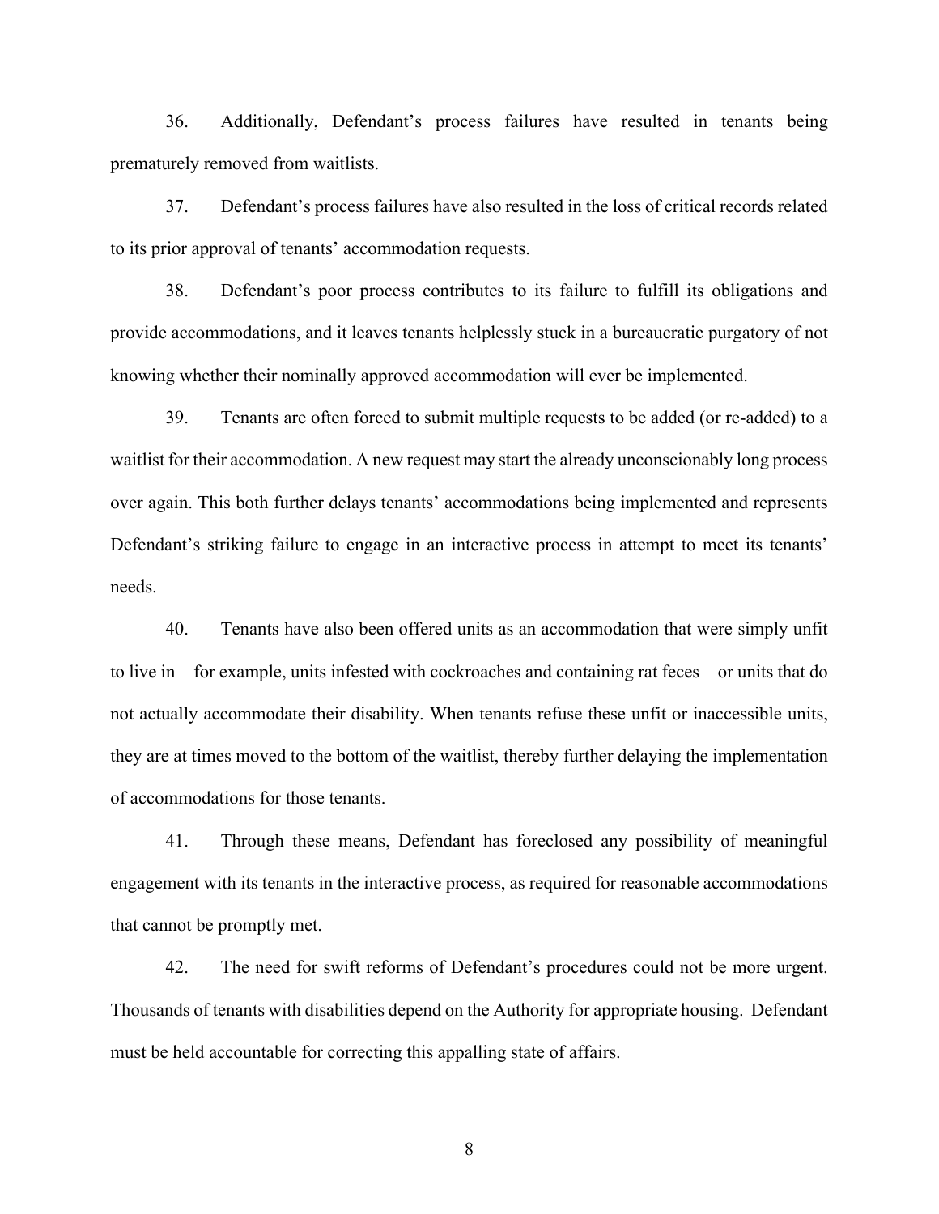36. Additionally, Defendant's process failures have resulted in tenants being prematurely removed from waitlists.

37. Defendant's process failures have also resulted in the loss of critical records related to its prior approval of tenants' accommodation requests.

38. Defendant's poor process contributes to its failure to fulfill its obligations and provide accommodations, and it leaves tenants helplessly stuck in a bureaucratic purgatory of not knowing whether their nominally approved accommodation will ever be implemented.

39. Tenants are often forced to submit multiple requests to be added (or re-added) to a waitlist for their accommodation. A new request may start the already unconscionably long process over again. This both further delays tenants' accommodations being implemented and represents Defendant's striking failure to engage in an interactive process in attempt to meet its tenants' needs.

40. Tenants have also been offered units as an accommodation that were simply unfit to live in—for example, units infested with cockroaches and containing rat feces—or units that do not actually accommodate their disability. When tenants refuse these unfit or inaccessible units, they are at times moved to the bottom of the waitlist, thereby further delaying the implementation of accommodations for those tenants.

41. Through these means, Defendant has foreclosed any possibility of meaningful engagement with its tenants in the interactive process, as required for reasonable accommodations that cannot be promptly met.

42. The need for swift reforms of Defendant's procedures could not be more urgent. Thousands of tenants with disabilities depend on the Authority for appropriate housing. Defendant must be held accountable for correcting this appalling state of affairs.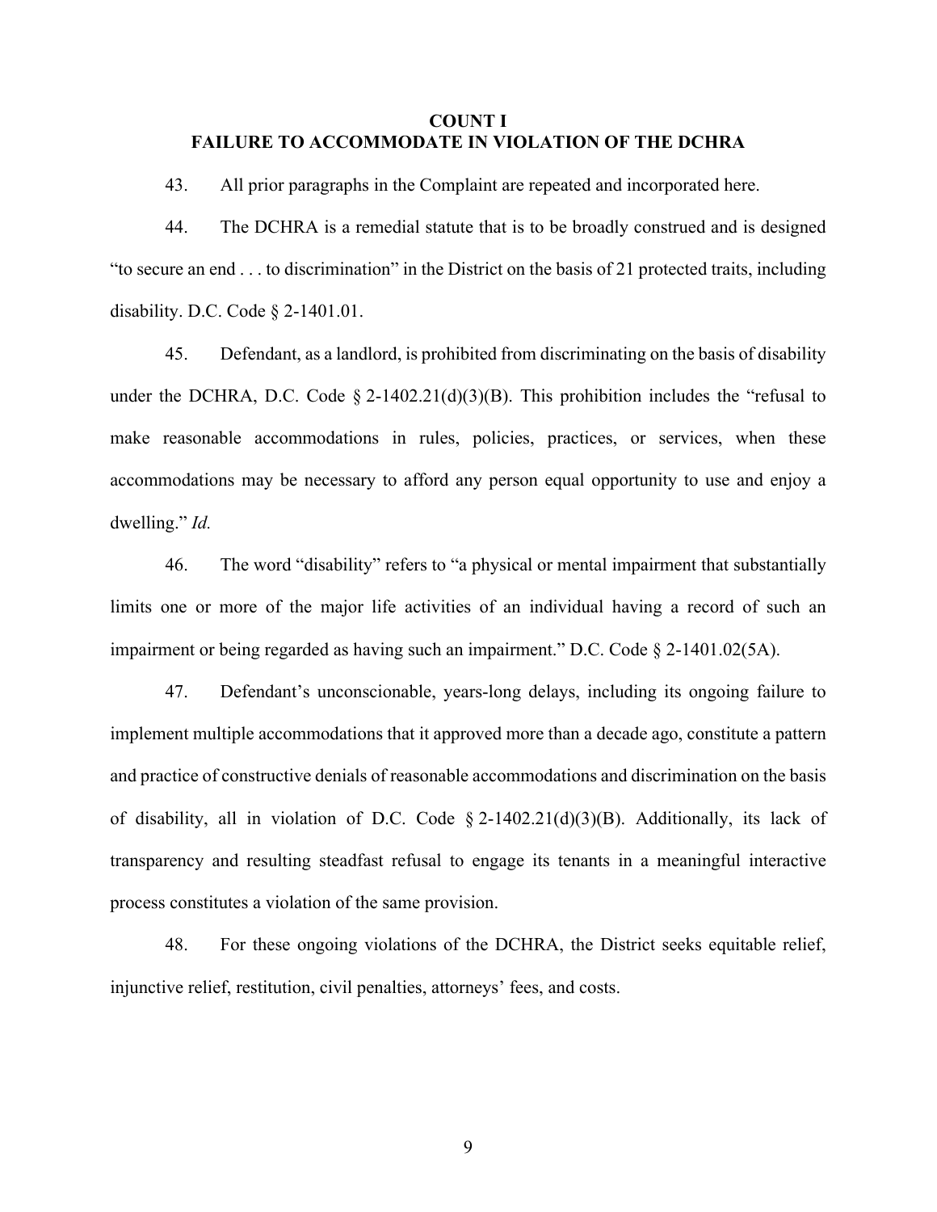**COUNT I**
**FAILURE TO ACCOMMODATE IN VIOLATION OF THE DCHRA**

43. All prior paragraphs in the Complaint are repeated and incorporated here.

44. The DCHRA is a remedial statute that is to be broadly construed and is designed "to secure an end . . . to discrimination" in the District on the basis of 21 protected traits, including disability. D.C. Code § 2-1401.01.

45. Defendant, as a landlord, is prohibited from discriminating on the basis of disability under the DCHRA, D.C. Code § 2-1402.21(d)(3)(B). This prohibition includes the "refusal to make reasonable accommodations in rules, policies, practices, or services, when these accommodations may be necessary to afford any person equal opportunity to use and enjoy a dwelling." *Id.*

46. The word "disability" refers to "a physical or mental impairment that substantially limits one or more of the major life activities of an individual having a record of such an impairment or being regarded as having such an impairment." D.C. Code § 2-1401.02(5A).

47. Defendant's unconscionable, years-long delays, including its ongoing failure to implement multiple accommodations that it approved more than a decade ago, constitute a pattern and practice of constructive denials of reasonable accommodations and discrimination on the basis of disability, all in violation of D.C. Code § 2-1402.21(d)(3)(B). Additionally, its lack of transparency and resulting steadfast refusal to engage its tenants in a meaningful interactive process constitutes a violation of the same provision.

48. For these ongoing violations of the DCHRA, the District seeks equitable relief, injunctive relief, restitution, civil penalties, attorneys' fees, and costs.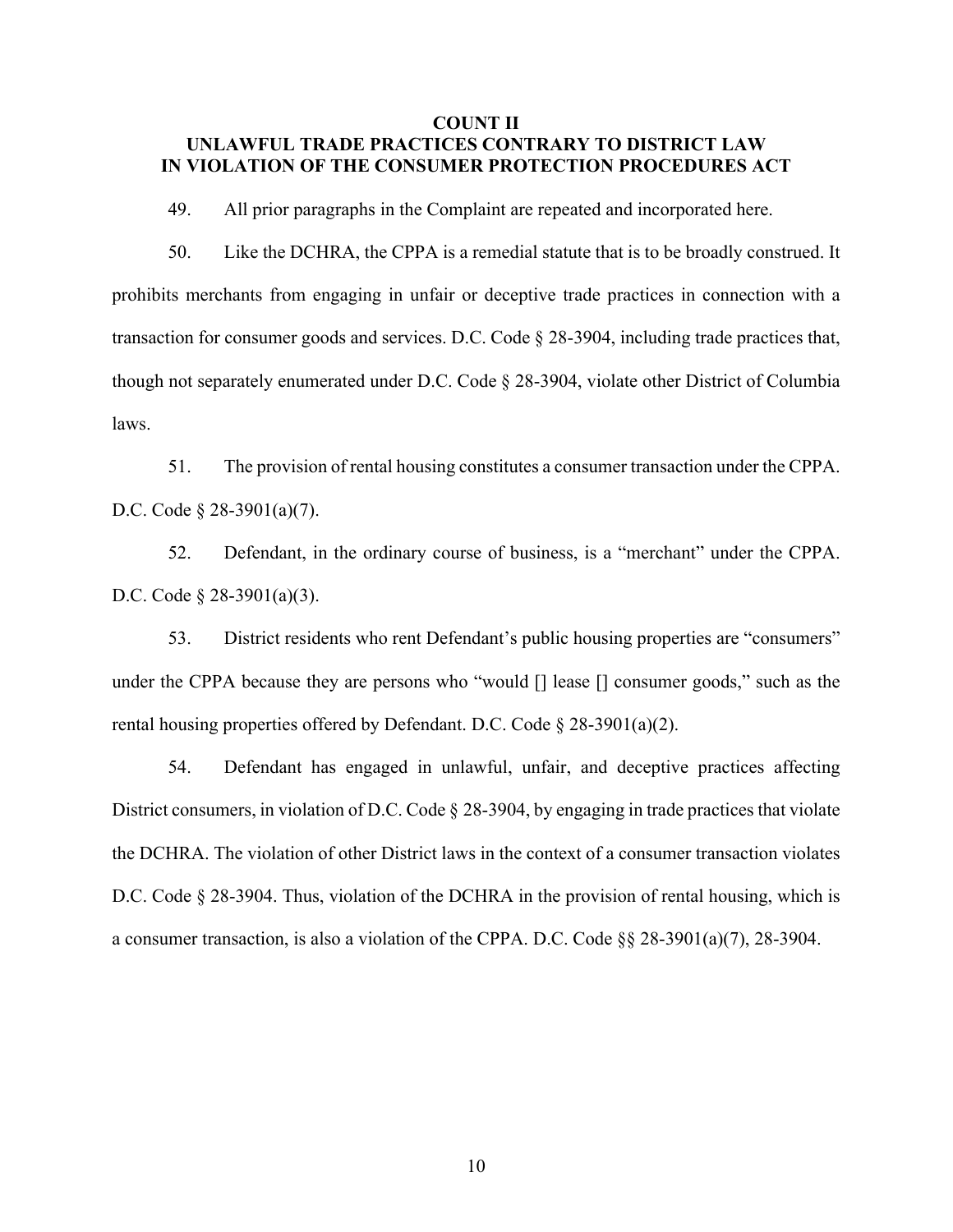**COUNT II**
**UNLAWFUL TRADE PRACTICES CONTRARY TO DISTRICT LAW IN VIOLATION OF THE CONSUMER PROTECTION PROCEDURES ACT**

49. All prior paragraphs in the Complaint are repeated and incorporated here.

50. Like the DCHRA, the CPPA is a remedial statute that is to be broadly construed. It prohibits merchants from engaging in unfair or deceptive trade practices in connection with a transaction for consumer goods and services. D.C. Code § 28-3904, including trade practices that, though not separately enumerated under D.C. Code § 28-3904, violate other District of Columbia laws.

51. The provision of rental housing constitutes a consumer transaction under the CPPA. D.C. Code § 28-3901(a)(7).

52. Defendant, in the ordinary course of business, is a "merchant" under the CPPA. D.C. Code § 28-3901(a)(3).

53. District residents who rent Defendant's public housing properties are "consumers" under the CPPA because they are persons who "would [] lease [] consumer goods," such as the rental housing properties offered by Defendant. D.C. Code § 28-3901(a)(2).

54. Defendant has engaged in unlawful, unfair, and deceptive practices affecting District consumers, in violation of D.C. Code § 28-3904, by engaging in trade practices that violate the DCHRA. The violation of other District laws in the context of a consumer transaction violates D.C. Code § 28-3904. Thus, violation of the DCHRA in the provision of rental housing, which is a consumer transaction, is also a violation of the CPPA. D.C. Code §§ 28-3901(a)(7), 28-3904.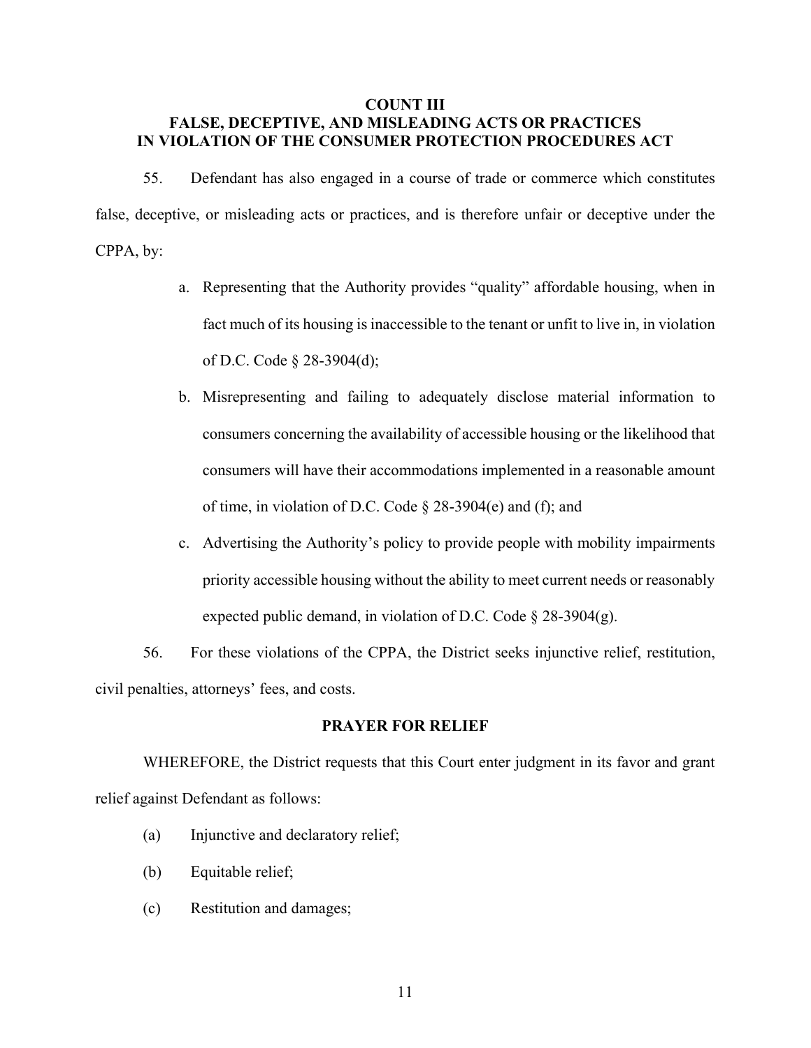**COUNT III**
**FALSE, DECEPTIVE, AND MISLEADING ACTS OR PRACTICES IN VIOLATION OF THE CONSUMER PROTECTION PROCEDURES ACT**

55. Defendant has also engaged in a course of trade or commerce which constitutes false, deceptive, or misleading acts or practices, and is therefore unfair or deceptive under the CPPA, by:

a. Representing that the Authority provides "quality" affordable housing, when in fact much of its housing is inaccessible to the tenant or unfit to live in, in violation of D.C. Code § 28-3904(d);

b. Misrepresenting and failing to adequately disclose material information to consumers concerning the availability of accessible housing or the likelihood that consumers will have their accommodations implemented in a reasonable amount of time, in violation of D.C. Code § 28-3904(e) and (f); and

c. Advertising the Authority's policy to provide people with mobility impairments priority accessible housing without the ability to meet current needs or reasonably expected public demand, in violation of D.C. Code § 28-3904(g).

56. For these violations of the CPPA, the District seeks injunctive relief, restitution, civil penalties, attorneys' fees, and costs.

**PRAYER FOR RELIEF**

WHEREFORE, the District requests that this Court enter judgment in its favor and grant relief against Defendant as follows:

(a) Injunctive and declaratory relief;

(b) Equitable relief;

(c) Restitution and damages;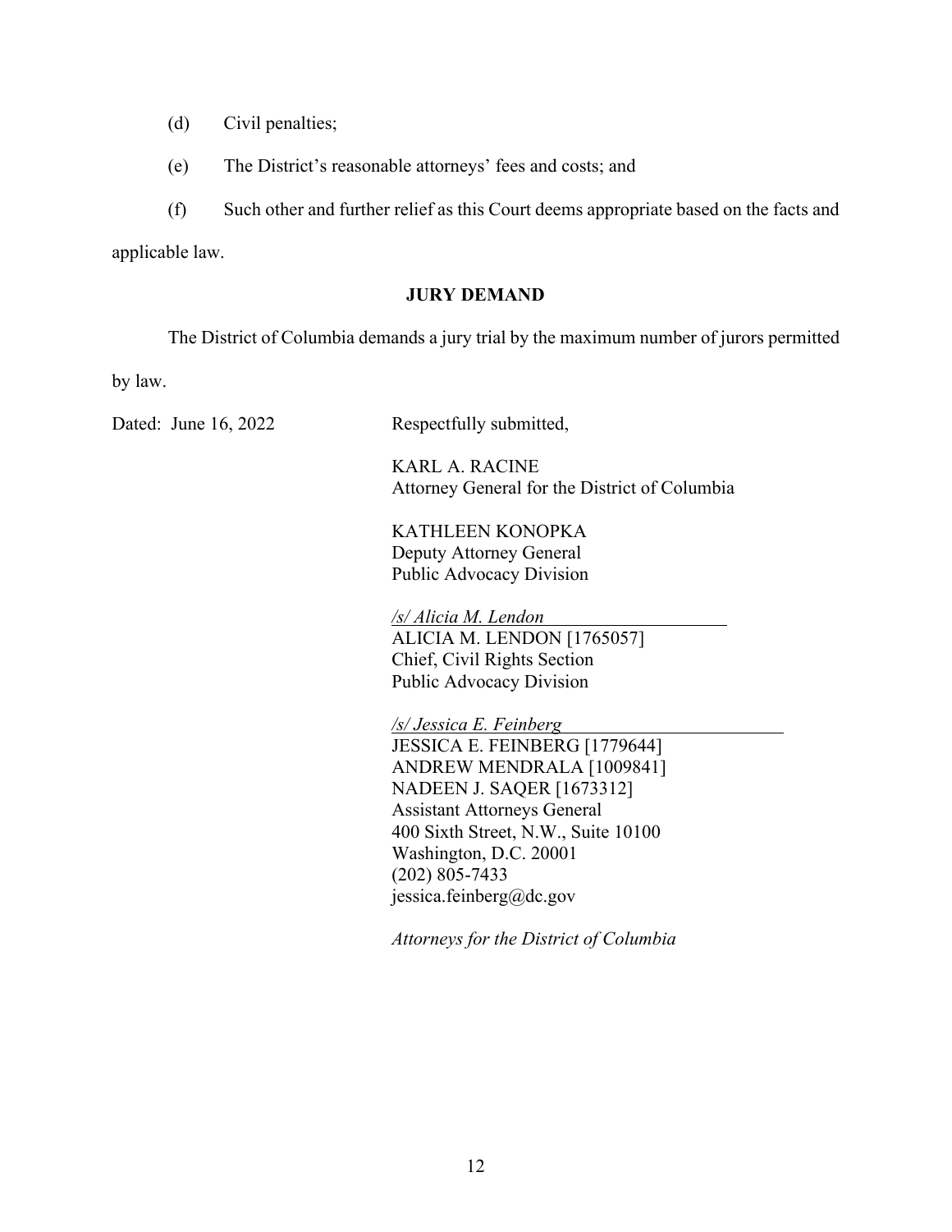(d) Civil penalties;

(e) The District's reasonable attorneys' fees and costs; and

(f) Such other and further relief as this Court deems appropriate based on the facts and applicable law.

**JURY DEMAND**

The District of Columbia demands a jury trial by the maximum number of jurors permitted by law.

Dated: June 16, 2022

Respectfully submitted,

KARL A. RACINE
Attorney General for the District of Columbia

KATHLEEN KONOPKA
Deputy Attorney General
Public Advocacy Division

*/s/ Alicia M. Lendon*
ALICIA M. LENDON [1765057]
Chief, Civil Rights Section
Public Advocacy Division

*/s/ Jessica E. Feinberg*
JESSICA E. FEINBERG [1779644]
ANDREW MENDRALA [1009841]
NADEEN J. SAQER [1673312]
Assistant Attorneys General
400 Sixth Street, N.W., Suite 10100
Washington, D.C. 20001
(202) 805-7433
jessica.feinberg@dc.gov

*Attorneys for the District of Columbia*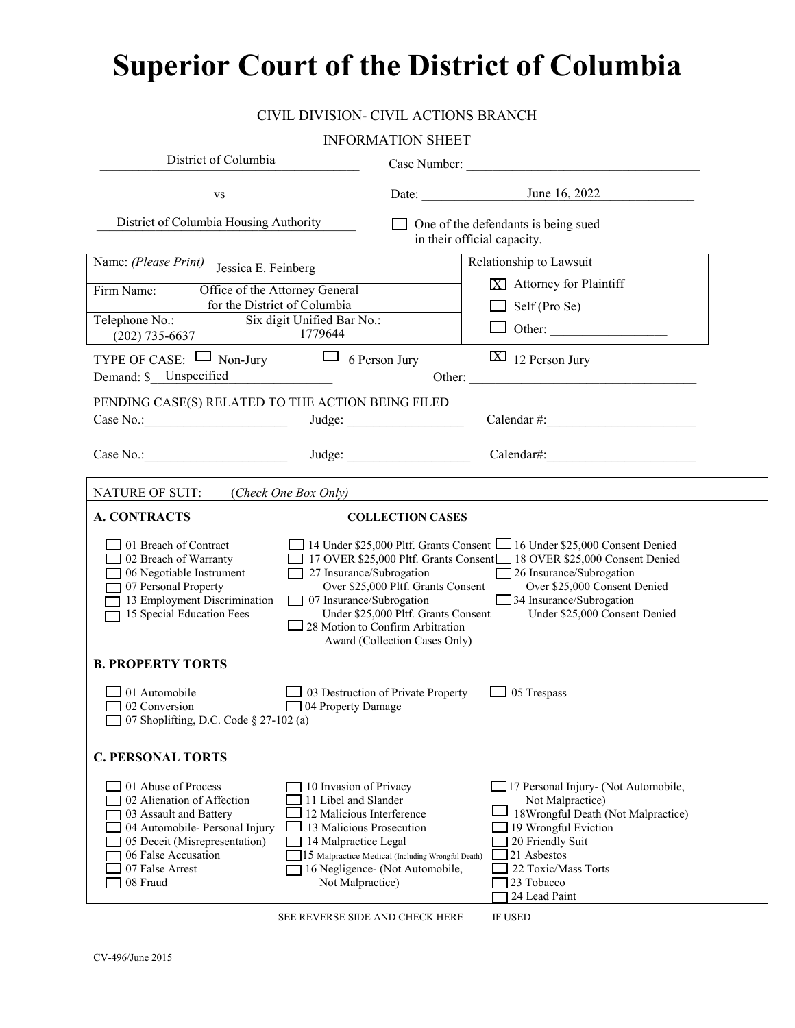# Superior Court of the District of Columbia

CIVIL DIVISION- CIVIL ACTIONS BRANCH

INFORMATION SHEET

District of Columbia

vs

District of Columbia Housing Authority

Case Number: ____________________

Date: June 16, 2022

☐ One of the defendants is being sued in their official capacity.

| Name: *(Please Print)* Jessica E. Feinberg | Relationship to Lawsuit |
|---|---|
| Firm Name: Office of the Attorney General for the District of Columbia | ☒ Attorney for Plaintiff |
| Telephone No.: (202) 735-6637 — Six digit Unified Bar No.: 1779644 | ☐ Self (Pro Se) |
| | ☐ Other: __________ |

TYPE OF CASE: ☐ Non-Jury ☐ 6 Person Jury ☒ 12 Person Jury

Demand: $ Unspecified Other: ____________________

PENDING CASE(S) RELATED TO THE ACTION BEING FILED

Case No.: __________ Judge: __________ Calendar #: __________

Case No.: __________ Judge: __________ Calendar#: __________

NATURE OF SUIT: *(Check One Box Only)*

**A. CONTRACTS**

☐ 01 Breach of Contract
☐ 02 Breach of Warranty
☐ 06 Negotiable Instrument
☐ 07 Personal Property
☐ 13 Employment Discrimination
☐ 15 Special Education Fees

**COLLECTION CASES**

☐ 14 Under $25,000 Pltf. Grants Consent
☐ 17 OVER $25,000 Pltf. Grants Consent
☐ 27 Insurance/Subrogation Over $25,000 Pltf. Grants Consent
☐ 07 Insurance/Subrogation Under $25,000 Pltf. Grants Consent
☐ 28 Motion to Confirm Arbitration Award (Collection Cases Only)
☐ 16 Under $25,000 Consent Denied
☐ 18 OVER $25,000 Consent Denied
☐ 26 Insurance/Subrogation Over $25,000 Consent Denied
☐ 34 Insurance/Subrogation Under $25,000 Consent Denied

**B. PROPERTY TORTS**

☐ 01 Automobile
☐ 02 Conversion
☐ 07 Shoplifting, D.C. Code § 27-102 (a)
☐ 03 Destruction of Private Property
☐ 04 Property Damage
☐ 05 Trespass

**C. PERSONAL TORTS**

☐ 01 Abuse of Process
☐ 02 Alienation of Affection
☐ 03 Assault and Battery
☐ 04 Automobile- Personal Injury
☐ 05 Deceit (Misrepresentation)
☐ 06 False Accusation
☐ 07 False Arrest
☐ 08 Fraud
☐ 10 Invasion of Privacy
☐ 11 Libel and Slander
☐ 12 Malicious Interference
☐ 13 Malicious Prosecution
☐ 14 Malpractice Legal
☐ 15 Malpractice Medical (Including Wrongful Death)
☐ 16 Negligence- (Not Automobile, Not Malpractice)
☐ 17 Personal Injury- (Not Automobile, Not Malpractice)
☐ 18 Wrongful Death (Not Malpractice)
☐ 19 Wrongful Eviction
☐ 20 Friendly Suit
☐ 21 Asbestos
☐ 22 Toxic/Mass Torts
☐ 23 Tobacco
☐ 24 Lead Paint

SEE REVERSE SIDE AND CHECK HERE IF USED

CV-496/June 2015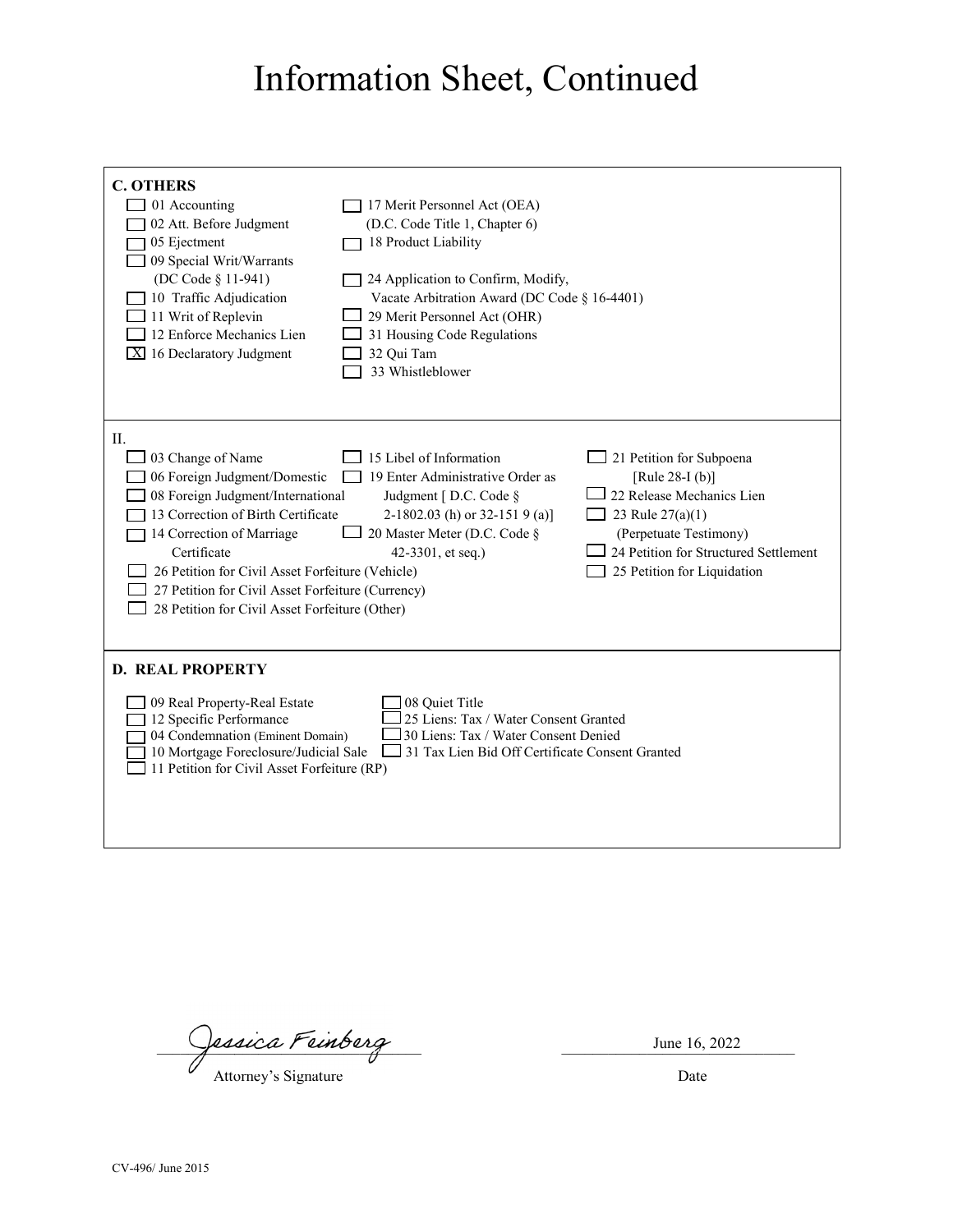# Information Sheet, Continued

**C. OTHERS**

- [ ] 01 Accounting
- [ ] 02 Att. Before Judgment
- [ ] 05 Ejectment
- [ ] 09 Special Writ/Warrants (DC Code § 11-941)
- [ ] 10 Traffic Adjudication
- [ ] 11 Writ of Replevin
- [ ] 12 Enforce Mechanics Lien
- [X] 16 Declaratory Judgment
- [ ] 17 Merit Personnel Act (OEA) (D.C. Code Title 1, Chapter 6)
- [ ] 18 Product Liability
- [ ] 24 Application to Confirm, Modify, Vacate Arbitration Award (DC Code § 16-4401)
- [ ] 29 Merit Personnel Act (OHR)
- [ ] 31 Housing Code Regulations
- [ ] 32 Qui Tam
- [ ] 33 Whistleblower

II.

- [ ] 03 Change of Name
- [ ] 06 Foreign Judgment/Domestic
- [ ] 08 Foreign Judgment/International
- [ ] 13 Correction of Birth Certificate
- [ ] 14 Correction of Marriage Certificate
- [ ] 26 Petition for Civil Asset Forfeiture (Vehicle)
- [ ] 27 Petition for Civil Asset Forfeiture (Currency)
- [ ] 28 Petition for Civil Asset Forfeiture (Other)
- [ ] 15 Libel of Information
- [ ] 19 Enter Administrative Order as Judgment [ D.C. Code § 2-1802.03 (h) or 32-151 9 (a)]
- [ ] 20 Master Meter (D.C. Code § 42-3301, et seq.)
- [ ] 21 Petition for Subpoena [Rule 28-I (b)]
- [ ] 22 Release Mechanics Lien
- [ ] 23 Rule 27(a)(1) (Perpetuate Testimony)
- [ ] 24 Petition for Structured Settlement
- [ ] 25 Petition for Liquidation

**D. REAL PROPERTY**

- [ ] 09 Real Property-Real Estate
- [ ] 12 Specific Performance
- [ ] 04 Condemnation (Eminent Domain)
- [ ] 10 Mortgage Foreclosure/Judicial Sale
- [ ] 11 Petition for Civil Asset Forfeiture (RP)
- [ ] 08 Quiet Title
- [ ] 25 Liens: Tax / Water Consent Granted
- [ ] 30 Liens: Tax / Water Consent Denied
- [ ] 31 Tax Lien Bid Off Certificate Consent Granted

Jessica Feinberg
Attorney's Signature

June 16, 2022
Date

CV-496/ June 2015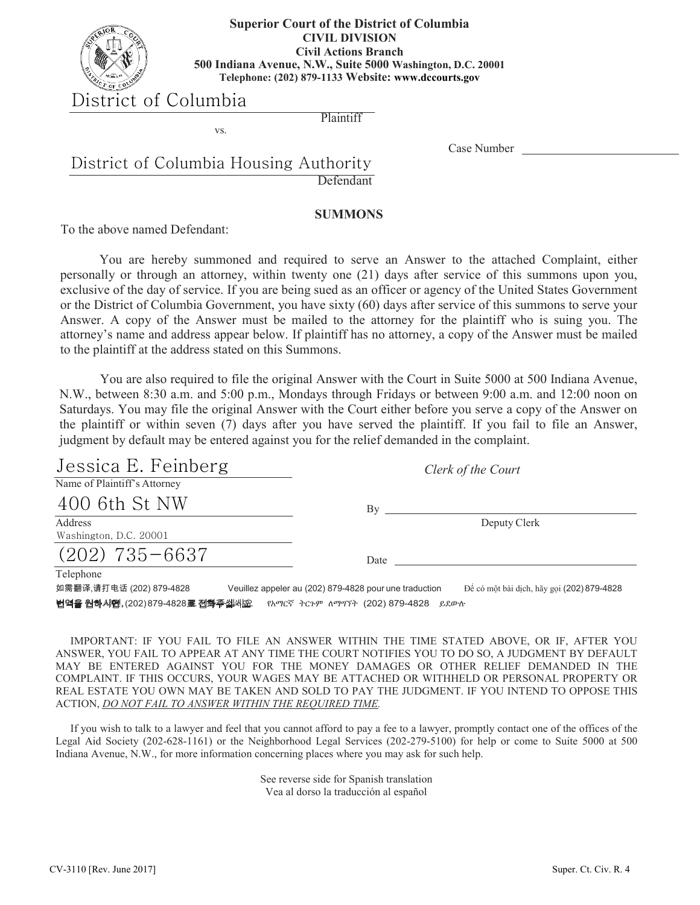**Superior Court of the District of Columbia**
**CIVIL DIVISION**
**Civil Actions Branch**
**500 Indiana Avenue, N.W., Suite 5000 Washington, D.C. 20001**
**Telephone: (202) 879-1133 Website: www.dccourts.gov**

District of Columbia
Plaintiff

vs.

Case Number ____________________

District of Columbia Housing Authority
Defendant

## SUMMONS

To the above named Defendant:

You are hereby summoned and required to serve an Answer to the attached Complaint, either personally or through an attorney, within twenty one (21) days after service of this summons upon you, exclusive of the day of service. If you are being sued as an officer or agency of the United States Government or the District of Columbia Government, you have sixty (60) days after service of this summons to serve your Answer. A copy of the Answer must be mailed to the attorney for the plaintiff who is suing you. The attorney's name and address appear below. If plaintiff has no attorney, a copy of the Answer must be mailed to the plaintiff at the address stated on this Summons.

You are also required to file the original Answer with the Court in Suite 5000 at 500 Indiana Avenue, N.W., between 8:30 a.m. and 5:00 p.m., Mondays through Fridays or between 9:00 a.m. and 12:00 noon on Saturdays. You may file the original Answer with the Court either before you serve a copy of the Answer on the plaintiff or within seven (7) days after you have served the plaintiff. If you fail to file an Answer, judgment by default may be entered against you for the relief demanded in the complaint.

Jessica E. Feinberg
Name of Plaintiff's Attorney

400 6th St NW
Address
Washington, D.C. 20001

(202) 735-6637
Telephone

*Clerk of the Court*

By ____________________
Deputy Clerk

Date ____________________

如需翻译,请打电话 (202) 879-4828　Veuillez appeler au (202) 879-4828 pour une traduction　Để có một bài dịch, hãy gọi (202) 879-4828
번역을 원하시면, (202) 879-4828로 전화주십시요　የአማርኛ ትርጉም ለማግኘት (202) 879-4828 ይደውሉ

IMPORTANT: IF YOU FAIL TO FILE AN ANSWER WITHIN THE TIME STATED ABOVE, OR IF, AFTER YOU ANSWER, YOU FAIL TO APPEAR AT ANY TIME THE COURT NOTIFIES YOU TO DO SO, A JUDGMENT BY DEFAULT MAY BE ENTERED AGAINST YOU FOR THE MONEY DAMAGES OR OTHER RELIEF DEMANDED IN THE COMPLAINT. IF THIS OCCURS, YOUR WAGES MAY BE ATTACHED OR WITHHELD OR PERSONAL PROPERTY OR REAL ESTATE YOU OWN MAY BE TAKEN AND SOLD TO PAY THE JUDGMENT. IF YOU INTEND TO OPPOSE THIS ACTION, *DO NOT FAIL TO ANSWER WITHIN THE REQUIRED TIME.*

If you wish to talk to a lawyer and feel that you cannot afford to pay a fee to a lawyer, promptly contact one of the offices of the Legal Aid Society (202-628-1161) or the Neighborhood Legal Services (202-279-5100) for help or come to Suite 5000 at 500 Indiana Avenue, N.W., for more information concerning places where you may ask for such help.

See reverse side for Spanish translation
Vea al dorso la traducción al español

CV-3110 [Rev. June 2017]　　Super. Ct. Civ. R. 4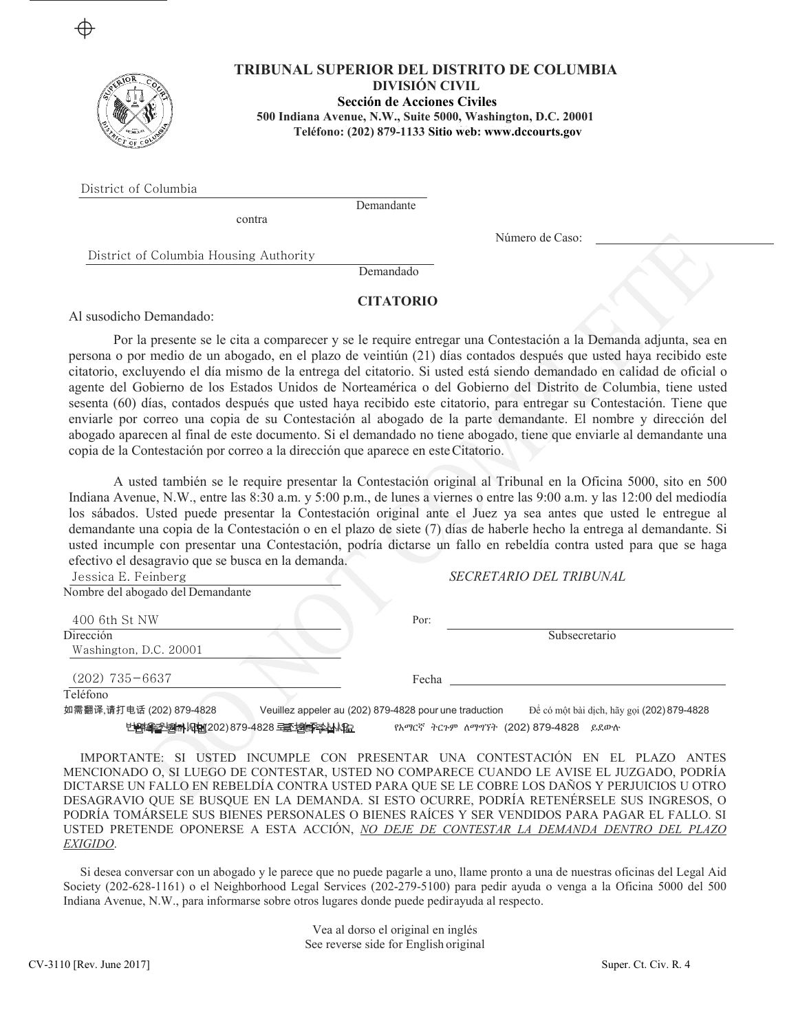# TRIBUNAL SUPERIOR DEL DISTRITO DE COLUMBIA

**DIVISIÓN CIVIL**

**Sección de Acciones Civiles**

**500 Indiana Avenue, N.W., Suite 5000, Washington, D.C. 20001**

**Teléfono: (202) 879-1133 Sitio web: www.dccourts.gov**

District of Columbia

Demandante

contra

Número de Caso: ______________________

District of Columbia Housing Authority

Demandado

## CITATORIO

Al susodicho Demandado:

Por la presente se le cita a comparecer y se le requiere entregar una Contestación a la Demanda adjunta, sea en persona o por medio de un abogado, en el plazo de veintiún (21) días contados después que usted haya recibido este citatorio, excluyendo el día mismo de la entrega del citatorio. Si usted está siendo demandado en calidad de oficial o agente del Gobierno de los Estados Unidos de Norteamérica o del Gobierno del Distrito de Columbia, tiene usted sesenta (60) días, contados después que usted haya recibido este citatorio, para entregar su Contestación. Tiene que enviarle por correo una copia de su Contestación al abogado de la parte demandante. El nombre y dirección del abogado aparecen al final de este documento. Si el demandado no tiene abogado, tiene que enviarle al demandante una copia de la Contestación por correo a la dirección que aparece en este Citatorio.

A usted también se le require presentar la Contestación original al Tribunal en la Oficina 5000, sito en 500 Indiana Avenue, N.W., entre las 8:30 a.m. y 5:00 p.m., de lunes a viernes o entre las 9:00 a.m. y las 12:00 del mediodía los sábados. Usted puede presentar la Contestación original ante el Juez ya sea antes que usted le entregue al demandante una copia de la Contestación o en el plazo de siete (7) días de haberle hecho la entrega al demandante. Si usted incumple con presentar una Contestación, podría dictarse un fallo en rebeldía contra usted para que se haga efectivo el desagravio que se busca en la demanda.

Jessica E. Feinberg
Nombre del abogado del Demandante

*SECRETARIO DEL TRIBUNAL*

400 6th St NW
Dirección
Washington, D.C. 20001

Por: ______________________
Subsecretario

(202) 735-6637
Teléfono

Fecha ______________________

如需翻译,请打电话 (202) 879-4828 Veuillez appeler au (202) 879-4828 pour une traduction Để có một bài dịch, hãy gọi (202) 879-4828
번역을 원하시면, (202) 879-4828 로 전화주십시요 የአማርኛ ትርጉም ለማግኘት (202) 879-4828 ይደውሉ

IMPORTANTE: SI USTED INCUMPLE CON PRESENTAR UNA CONTESTACIÓN EN EL PLAZO ANTES MENCIONADO O, SI LUEGO DE CONTESTAR, USTED NO COMPARECE CUANDO LE AVISE EL JUZGADO, PODRÍA DICTARSE UN FALLO EN REBELDÍA CONTRA USTED PARA QUE SE LE COBRE LOS DAÑOS Y PERJUICIOS U OTRO DESAGRAVIO QUE SE BUSQUE EN LA DEMANDA. SI ESTO OCURRE, PODRÍA RETENÉRSELE SUS INGRESOS, O PODRÍA TOMÁRSELE SUS BIENES PERSONALES O BIENES RAÍCES Y SER VENDIDOS PARA PAGAR EL FALLO. SI USTED PRETENDE OPONERSE A ESTA ACCIÓN, *NO DEJE DE CONTESTAR LA DEMANDA DENTRO DEL PLAZO EXIGIDO*.

Si desea conversar con un abogado y le parece que no puede pagarle a uno, llame pronto a una de nuestras oficinas del Legal Aid Society (202-628-1161) o el Neighborhood Legal Services (202-279-5100) para pedir ayuda o venga a la Oficina 5000 del 500 Indiana Avenue, N.W., para informarse sobre otros lugares donde puede pedir ayuda al respecto.

Vea al dorso el original en inglés
See reverse side for English original

CV-3110 [Rev. June 2017] Super. Ct. Civ. R. 4